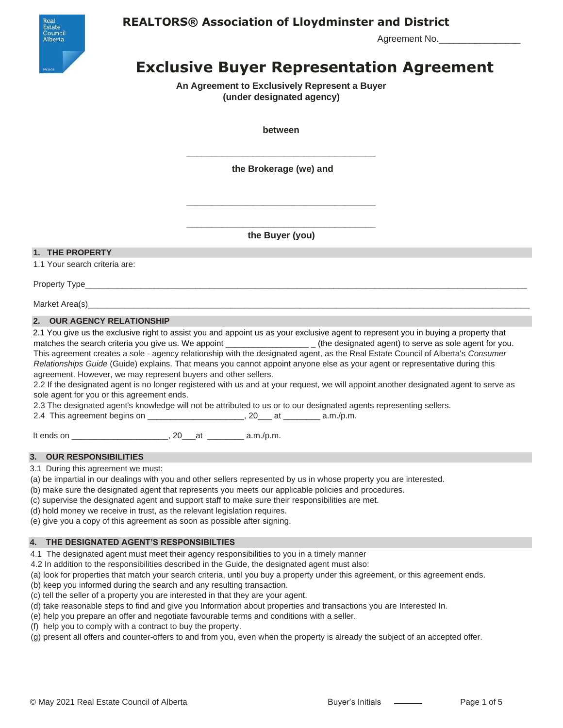REALTORS® Association of Lloydminster and District

Agreement No.________________

# Exclusive Buyer Representation Agreement

**An Agreement to Exclusively Represent a Buyer (under designated agency)**

**between**

________________________________________

**the Brokerage (we) and**

________________________________________

________________________________________

**the Buyer (you)**

## 1. THE PROPERTY

1.1 Your search criteria are:

Property Type________________________________________________________________________________________

Market Area(s)________________________________________________________________________________________

## 2. OUR AGENCY RELATIONSHIP

2.1 You give us the exclusive right to assist you and appoint us as your exclusive agent to represent you in buying a property that matches the search criteria you give us. We appoint __________________ _ (the designated agent) to serve as sole agent for you. This agreement creates a sole - agency relationship with the designated agent, as the Real Estate Council of Alberta's *Consumer Relationships Guide* (Guide) explains. That means you cannot appoint anyone else as your agent or representative during this agreement. However, we may represent buyers and other sellers.

2.2 If the designated agent is no longer registered with us and at your request, we will appoint another designated agent to serve as sole agent for you or this agreement ends.

2.3 The designated agent's knowledge will not be attributed to us or to our designated agents representing sellers.

2.4 This agreement begins on _____________________, 20___ at ________ a.m./p.m.

It ends on _____________________, 20___at ________ a.m./p.m.

## 3. OUR RESPONSIBILITIES

3.1 During this agreement we must:

(a) be impartial in our dealings with you and other sellers represented by us in whose property you are interested.
(b) make sure the designated agent that represents you meets our applicable policies and procedures.
(c) supervise the designated agent and support staff to make sure their responsibilities are met.
(d) hold money we receive in trust, as the relevant legislation requires.
(e) give you a copy of this agreement as soon as possible after signing.

## 4. THE DESIGNATED AGENT'S RESPONSIBILTIES

4.1 The designated agent must meet their agency responsibilities to you in a timely manner

4.2 In addition to the responsibilities described in the Guide, the designated agent must also:

(a) look for properties that match your search criteria, until you buy a property under this agreement, or this agreement ends.
(b) keep you informed during the search and any resulting transaction.
(c) tell the seller of a property you are interested in that they are your agent.
(d) take reasonable steps to find and give you Information about properties and transactions you are Interested In.
(e) help you prepare an offer and negotiate favourable terms and conditions with a seller.
(f) help you to comply with a contract to buy the property.
(g) present all offers and counter-offers to and from you, even when the property is already the subject of an accepted offer.

© May 2021 Real Estate Council of Alberta

Buyer's Initials ______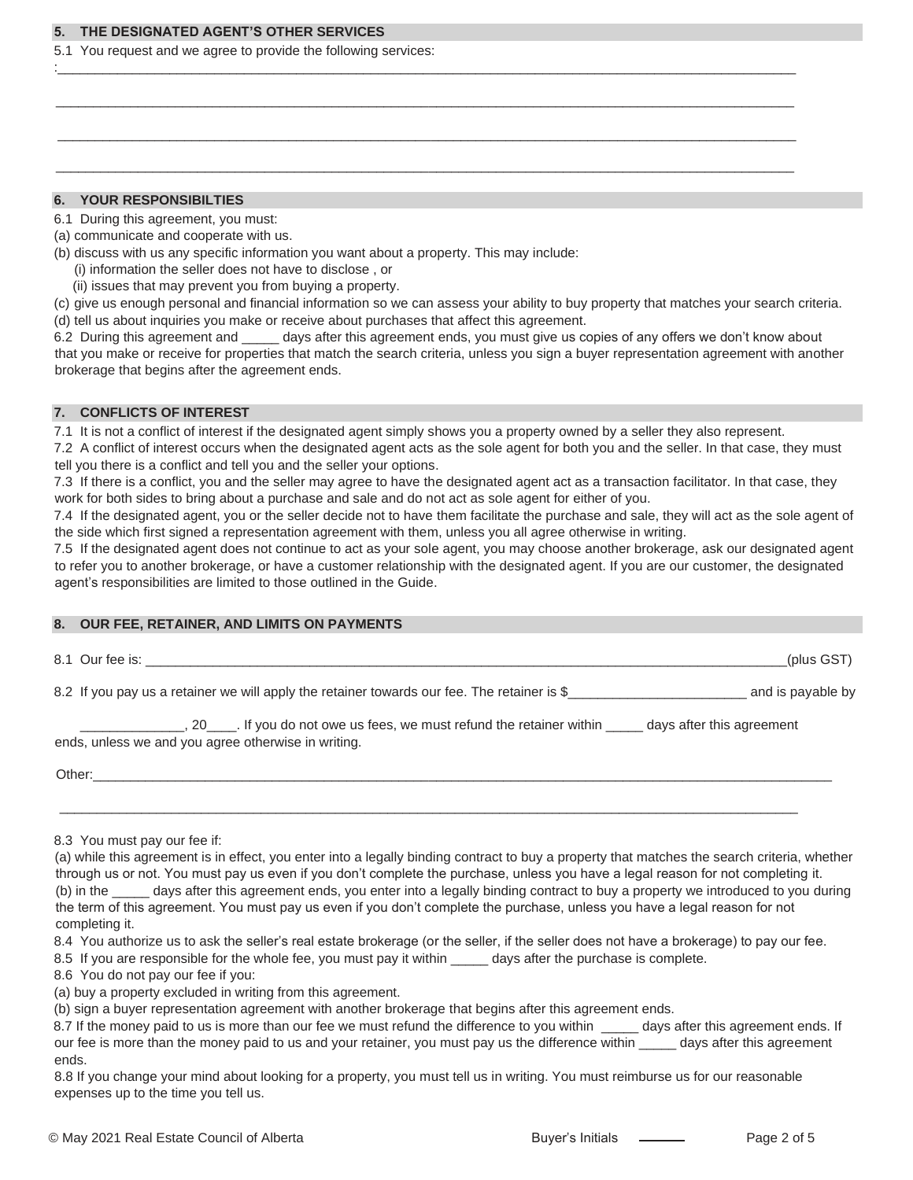## 5. THE DESIGNATED AGENT'S OTHER SERVICES

5.1 You request and we agree to provide the following services:

:____________________________________________________________________________________________

____________________________________________________________________________________________

____________________________________________________________________________________________

____________________________________________________________________________________________

## 6. YOUR RESPONSIBILTIES

6.1 During this agreement, you must:

(a) communicate and cooperate with us.

(b) discuss with us any specific information you want about a property. This may include:

(i) information the seller does not have to disclose , or

(ii) issues that may prevent you from buying a property.

(c) give us enough personal and financial information so we can assess your ability to buy property that matches your search criteria.

(d) tell us about inquiries you make or receive about purchases that affect this agreement.

6.2 During this agreement and _____ days after this agreement ends, you must give us copies of any offers we don't know about that you make or receive for properties that match the search criteria, unless you sign a buyer representation agreement with another brokerage that begins after the agreement ends.

## 7. CONFLICTS OF INTEREST

7.1 It is not a conflict of interest if the designated agent simply shows you a property owned by a seller they also represent.

7.2 A conflict of interest occurs when the designated agent acts as the sole agent for both you and the seller. In that case, they must tell you there is a conflict and tell you and the seller your options.

7.3 If there is a conflict, you and the seller may agree to have the designated agent act as a transaction facilitator. In that case, they work for both sides to bring about a purchase and sale and do not act as sole agent for either of you.

7.4 If the designated agent, you or the seller decide not to have them facilitate the purchase and sale, they will act as the sole agent of the side which first signed a representation agreement with them, unless you all agree otherwise in writing.

7.5 If the designated agent does not continue to act as your sole agent, you may choose another brokerage, ask our designated agent to refer you to another brokerage, or have a customer relationship with the designated agent. If you are our customer, the designated agent's responsibilities are limited to those outlined in the Guide.

## 8. OUR FEE, RETAINER, AND LIMITS ON PAYMENTS

8.1 Our fee is: ____________________________________________________________________________(plus GST)

8.2 If you pay us a retainer we will apply the retainer towards our fee. The retainer is $________________________ and is payable by

______________, 20____. If you do not owe us fees, we must refund the retainer within _____ days after this agreement ends, unless we and you agree otherwise in writing.

Other:____________________________________________________________________________________________

____________________________________________________________________________________________

8.3 You must pay our fee if:

(a) while this agreement is in effect, you enter into a legally binding contract to buy a property that matches the search criteria, whether through us or not. You must pay us even if you don't complete the purchase, unless you have a legal reason for not completing it.

(b) in the _____ days after this agreement ends, you enter into a legally binding contract to buy a property we introduced to you during the term of this agreement. You must pay us even if you don't complete the purchase, unless you have a legal reason for not completing it.

8.4 You authorize us to ask the seller's real estate brokerage (or the seller, if the seller does not have a brokerage) to pay our fee.

8.5 If you are responsible for the whole fee, you must pay it within _____ days after the purchase is complete.

8.6 You do not pay our fee if you:

(a) buy a property excluded in writing from this agreement.

(b) sign a buyer representation agreement with another brokerage that begins after this agreement ends.

8.7 If the money paid to us is more than our fee we must refund the difference to you within _____ days after this agreement ends. If our fee is more than the money paid to us and your retainer, you must pay us the difference within _____ days after this agreement ends.

8.8 If you change your mind about looking for a property, you must tell us in writing. You must reimburse us for our reasonable expenses up to the time you tell us.

© May 2021 Real Estate Council of Alberta Buyer's Initials ______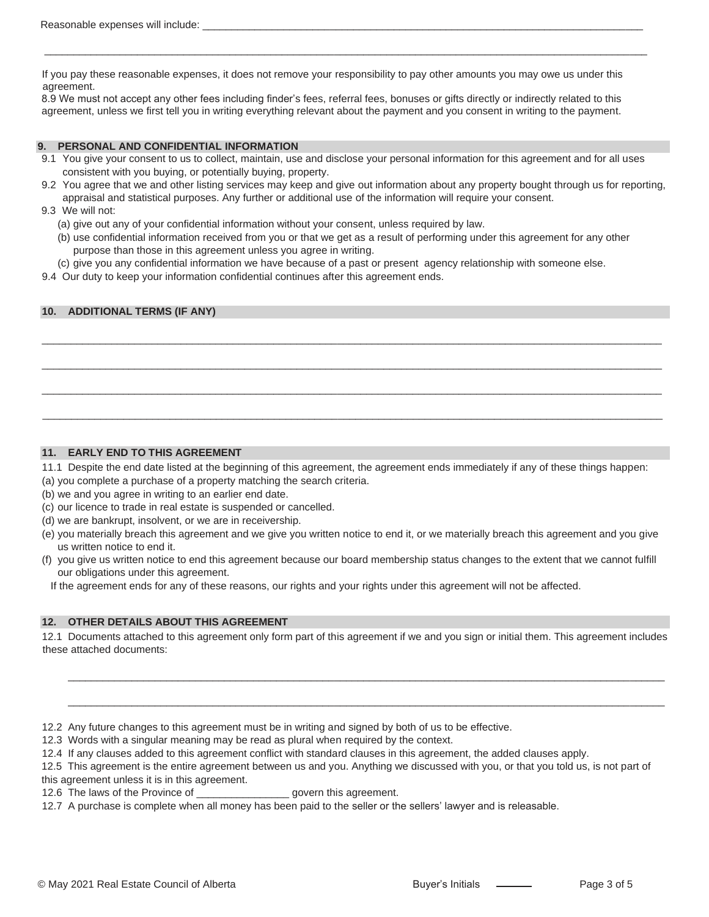Reasonable expenses will include: ___________________________________________________________________________

_____________________________________________________________________________________________

If you pay these reasonable expenses, it does not remove your responsibility to pay other amounts you may owe us under this agreement.

8.9 We must not accept any other fees including finder's fees, referral fees, bonuses or gifts directly or indirectly related to this agreement, unless we first tell you in writing everything relevant about the payment and you consent in writing to the payment.

## 9. PERSONAL AND CONFIDENTIAL INFORMATION

9.1 You give your consent to us to collect, maintain, use and disclose your personal information for this agreement and for all uses consistent with you buying, or potentially buying, property.

9.2 You agree that we and other listing services may keep and give out information about any property bought through us for reporting, appraisal and statistical purposes. Any further or additional use of the information will require your consent.

9.3 We will not:

(a) give out any of your confidential information without your consent, unless required by law.

(b) use confidential information received from you or that we get as a result of performing under this agreement for any other purpose than those in this agreement unless you agree in writing.

(c) give you any confidential information we have because of a past or present agency relationship with someone else.

9.4 Our duty to keep your information confidential continues after this agreement ends.

## 10. ADDITIONAL TERMS (IF ANY)

_____________________________________________________________________________________________

_____________________________________________________________________________________________

_____________________________________________________________________________________________

_____________________________________________________________________________________________

## 11. EARLY END TO THIS AGREEMENT

11.1 Despite the end date listed at the beginning of this agreement, the agreement ends immediately if any of these things happen:

(a) you complete a purchase of a property matching the search criteria.

(b) we and you agree in writing to an earlier end date.

(c) our licence to trade in real estate is suspended or cancelled.

(d) we are bankrupt, insolvent, or we are in receivership.

(e) you materially breach this agreement and we give you written notice to end it, or we materially breach this agreement and you give us written notice to end it.

(f) you give us written notice to end this agreement because our board membership status changes to the extent that we cannot fulfill our obligations under this agreement.

If the agreement ends for any of these reasons, our rights and your rights under this agreement will not be affected.

## 12. OTHER DETAILS ABOUT THIS AGREEMENT

12.1 Documents attached to this agreement only form part of this agreement if we and you sign or initial them. This agreement includes these attached documents:

_____________________________________________________________________________________________

_____________________________________________________________________________________________

12.2 Any future changes to this agreement must be in writing and signed by both of us to be effective.

12.3 Words with a singular meaning may be read as plural when required by the context.

12.4 If any clauses added to this agreement conflict with standard clauses in this agreement, the added clauses apply.

12.5 This agreement is the entire agreement between us and you. Anything we discussed with you, or that you told us, is not part of this agreement unless it is in this agreement.

12.6 The laws of the Province of ________________ govern this agreement.

12.7 A purchase is complete when all money has been paid to the seller or the sellers' lawyer and is releasable.

© May 2021 Real Estate Council of Alberta    Buyer's Initials ______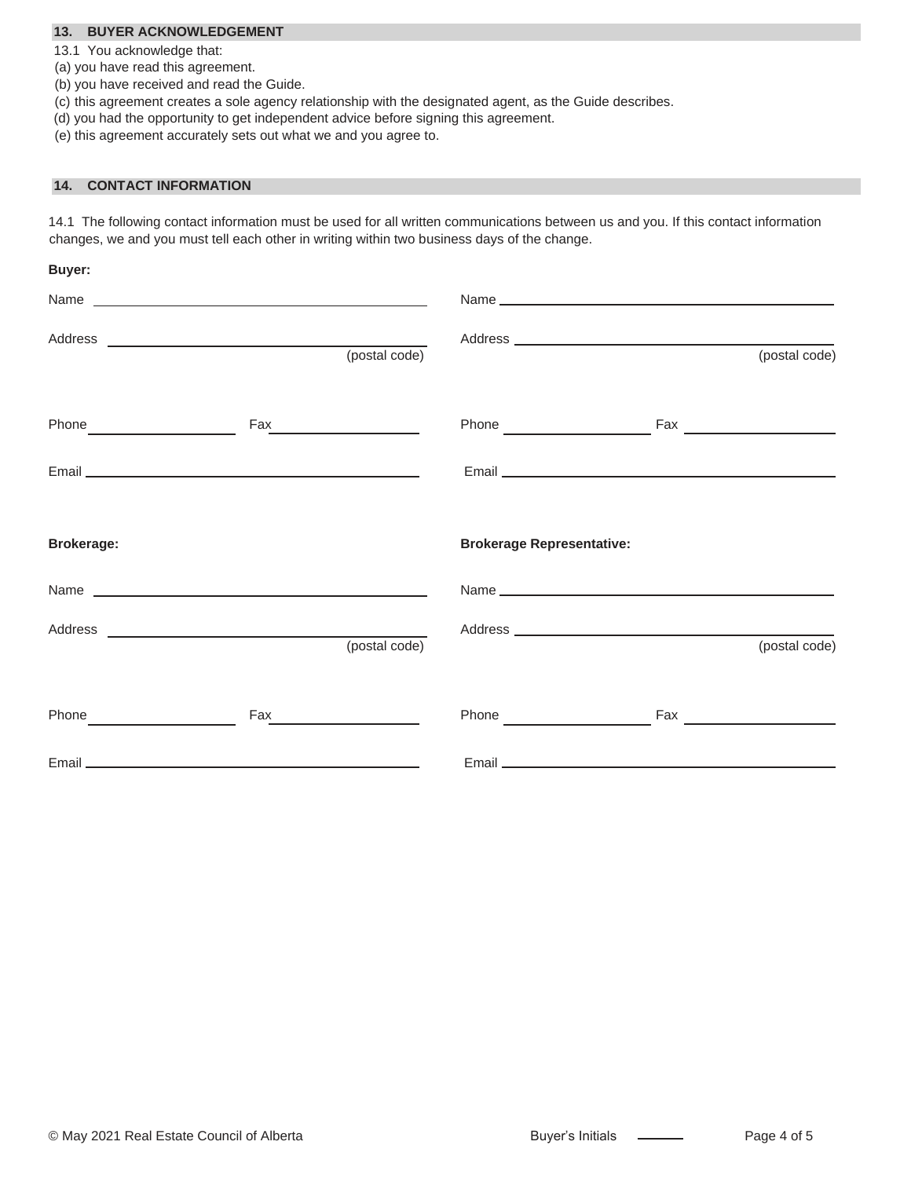## 13. BUYER ACKNOWLEDGEMENT

13.1 You acknowledge that:

(a) you have read this agreement.

(b) you have received and read the Guide.

(c) this agreement creates a sole agency relationship with the designated agent, as the Guide describes.

(d) you had the opportunity to get independent advice before signing this agreement.

(e) this agreement accurately sets out what we and you agree to.

## 14. CONTACT INFORMATION

14.1 The following contact information must be used for all written communications between us and you. If this contact information changes, we and you must tell each other in writing within two business days of the change.

**Buyer:**

Name ______________________________ Name ______________________________

Address ______________________________ (postal code) Address ______________________________ (postal code)

Phone ______________ Fax ______________ Phone ______________ Fax ______________

Email ______________________________ Email ______________________________

**Brokerage:**

Name ______________________________

Address ______________________________ (postal code)

Phone ______________ Fax ______________

Email ______________________________

**Brokerage Representative:**

Name ______________________________

Address ______________________________ (postal code)

Phone ______________ Fax ______________

Email ______________________________

© May 2021 Real Estate Council of Alberta

Buyer's Initials ______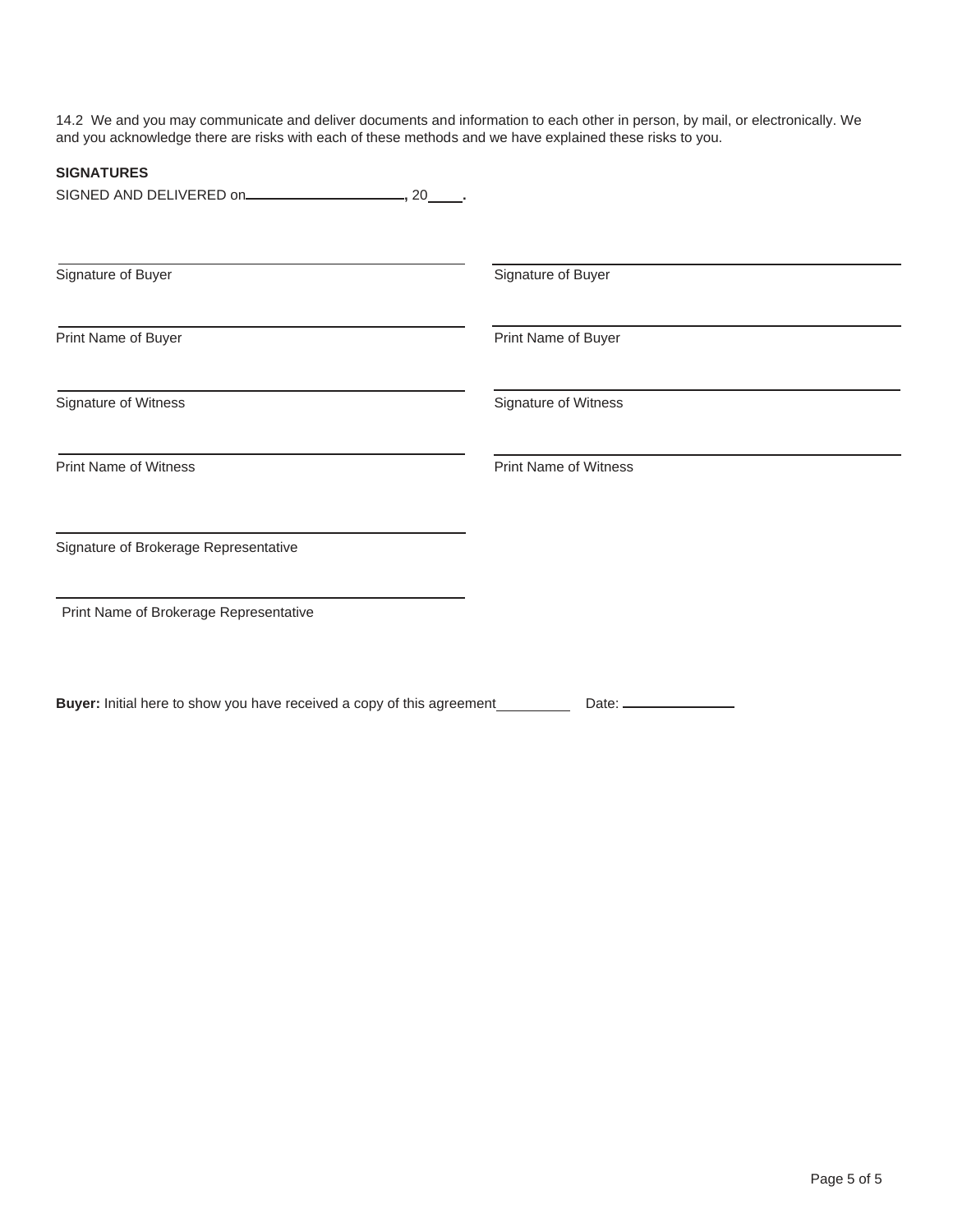14.2 We and you may communicate and deliver documents and information to each other in person, by mail, or electronically. We and you acknowledge there are risks with each of these methods and we have explained these risks to you.

**SIGNATURES**

SIGNED AND DELIVERED on_____________________, 20____.

| | |
|---|---|
| ______________________________ | ______________________________ |
| Signature of Buyer | Signature of Buyer |
| ______________________________ | ______________________________ |
| Print Name of Buyer | Print Name of Buyer |
| ______________________________ | ______________________________ |
| Signature of Witness | Signature of Witness |
| ______________________________ | ______________________________ |
| Print Name of Witness | Print Name of Witness |

______________________________

Signature of Brokerage Representative

______________________________

Print Name of Brokerage Representative

**Buyer:** Initial here to show you have received a copy of this agreement__________ Date: ______________